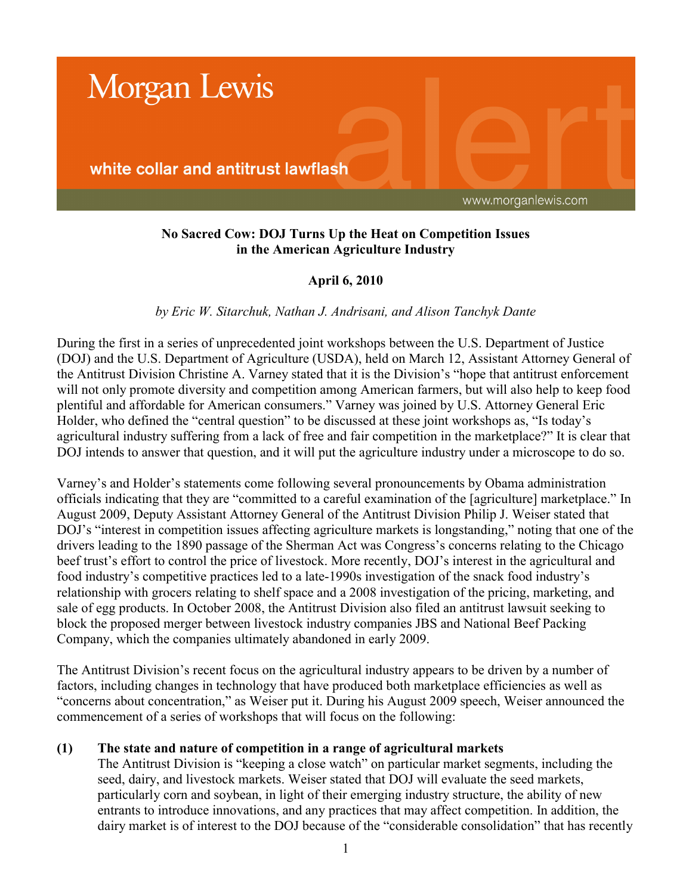Morgan Lewis

white collar and antitrust lawflash

www.morganlewis.com

**No Sacred Cow: DOJ Turns Up the Heat on Competition Issues in the American Agriculture Industry**

**April 6, 2010**

*by Eric W. Sitarchuk, Nathan J. Andrisani, and Alison Tanchyk Dante*

During the first in a series of unprecedented joint workshops between the U.S. Department of Justice (DOJ) and the U.S. Department of Agriculture (USDA), held on March 12, Assistant Attorney General of the Antitrust Division Christine A. Varney stated that it is the Division's "hope that antitrust enforcement will not only promote diversity and competition among American farmers, but will also help to keep food plentiful and affordable for American consumers." Varney was joined by U.S. Attorney General Eric Holder, who defined the "central question" to be discussed at these joint workshops as, "Is today's agricultural industry suffering from a lack of free and fair competition in the marketplace?" It is clear that DOJ intends to answer that question, and it will put the agriculture industry under a microscope to do so.

Varney's and Holder's statements come following several pronouncements by Obama administration officials indicating that they are "committed to a careful examination of the [agriculture] marketplace." In August 2009, Deputy Assistant Attorney General of the Antitrust Division Philip J. Weiser stated that DOJ's "interest in competition issues affecting agriculture markets is longstanding," noting that one of the drivers leading to the 1890 passage of the Sherman Act was Congress's concerns relating to the Chicago beef trust's effort to control the price of livestock. More recently, DOJ's interest in the agricultural and food industry's competitive practices led to a late-1990s investigation of the snack food industry's relationship with grocers relating to shelf space and a 2008 investigation of the pricing, marketing, and sale of egg products. In October 2008, the Antitrust Division also filed an antitrust lawsuit seeking to block the proposed merger between livestock industry companies JBS and National Beef Packing Company, which the companies ultimately abandoned in early 2009.

The Antitrust Division's recent focus on the agricultural industry appears to be driven by a number of factors, including changes in technology that have produced both marketplace efficiencies as well as "concerns about concentration," as Weiser put it. During his August 2009 speech, Weiser announced the commencement of a series of workshops that will focus on the following:

**(1) The state and nature of competition in a range of agricultural markets**
The Antitrust Division is "keeping a close watch" on particular market segments, including the seed, dairy, and livestock markets. Weiser stated that DOJ will evaluate the seed markets, particularly corn and soybean, in light of their emerging industry structure, the ability of new entrants to introduce innovations, and any practices that may affect competition. In addition, the dairy market is of interest to the DOJ because of the "considerable consolidation" that has recently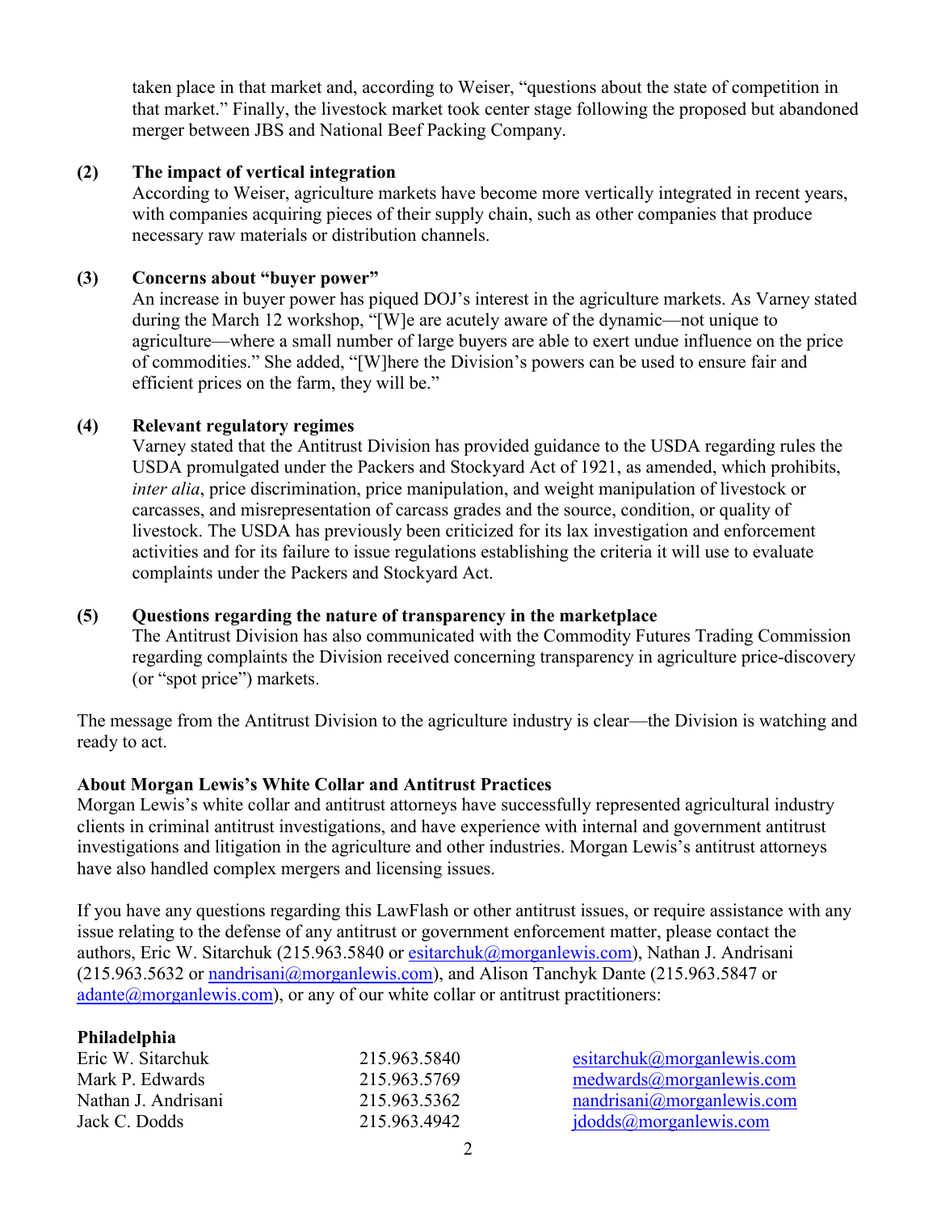taken place in that market and, according to Weiser, "questions about the state of competition in that market." Finally, the livestock market took center stage following the proposed but abandoned merger between JBS and National Beef Packing Company.

**(2) The impact of vertical integration**

According to Weiser, agriculture markets have become more vertically integrated in recent years, with companies acquiring pieces of their supply chain, such as other companies that produce necessary raw materials or distribution channels.

**(3) Concerns about "buyer power"**

An increase in buyer power has piqued DOJ's interest in the agriculture markets. As Varney stated during the March 12 workshop, "[W]e are acutely aware of the dynamic—not unique to agriculture—where a small number of large buyers are able to exert undue influence on the price of commodities." She added, "[W]here the Division's powers can be used to ensure fair and efficient prices on the farm, they will be."

**(4) Relevant regulatory regimes**

Varney stated that the Antitrust Division has provided guidance to the USDA regarding rules the USDA promulgated under the Packers and Stockyard Act of 1921, as amended, which prohibits, *inter alia*, price discrimination, price manipulation, and weight manipulation of livestock or carcasses, and misrepresentation of carcass grades and the source, condition, or quality of livestock. The USDA has previously been criticized for its lax investigation and enforcement activities and for its failure to issue regulations establishing the criteria it will use to evaluate complaints under the Packers and Stockyard Act.

**(5) Questions regarding the nature of transparency in the marketplace**

The Antitrust Division has also communicated with the Commodity Futures Trading Commission regarding complaints the Division received concerning transparency in agriculture price-discovery (or "spot price") markets.

The message from the Antitrust Division to the agriculture industry is clear—the Division is watching and ready to act.

**About Morgan Lewis's White Collar and Antitrust Practices**

Morgan Lewis's white collar and antitrust attorneys have successfully represented agricultural industry clients in criminal antitrust investigations, and have experience with internal and government antitrust investigations and litigation in the agriculture and other industries. Morgan Lewis's antitrust attorneys have also handled complex mergers and licensing issues.

If you have any questions regarding this LawFlash or other antitrust issues, or require assistance with any issue relating to the defense of any antitrust or government enforcement matter, please contact the authors, Eric W. Sitarchuk (215.963.5840 or esitarchuk@morganlewis.com), Nathan J. Andrisani (215.963.5632 or nandrisani@morganlewis.com), and Alison Tanchyk Dante (215.963.5847 or adante@morganlewis.com), or any of our white collar or antitrust practitioners:

**Philadelphia**

| | | |
|---|---|---|
| Eric W. Sitarchuk | 215.963.5840 | esitarchuk@morganlewis.com |
| Mark P. Edwards | 215.963.5769 | medwards@morganlewis.com |
| Nathan J. Andrisani | 215.963.5362 | nandrisani@morganlewis.com |
| Jack C. Dodds | 215.963.4942 | jdodds@morganlewis.com |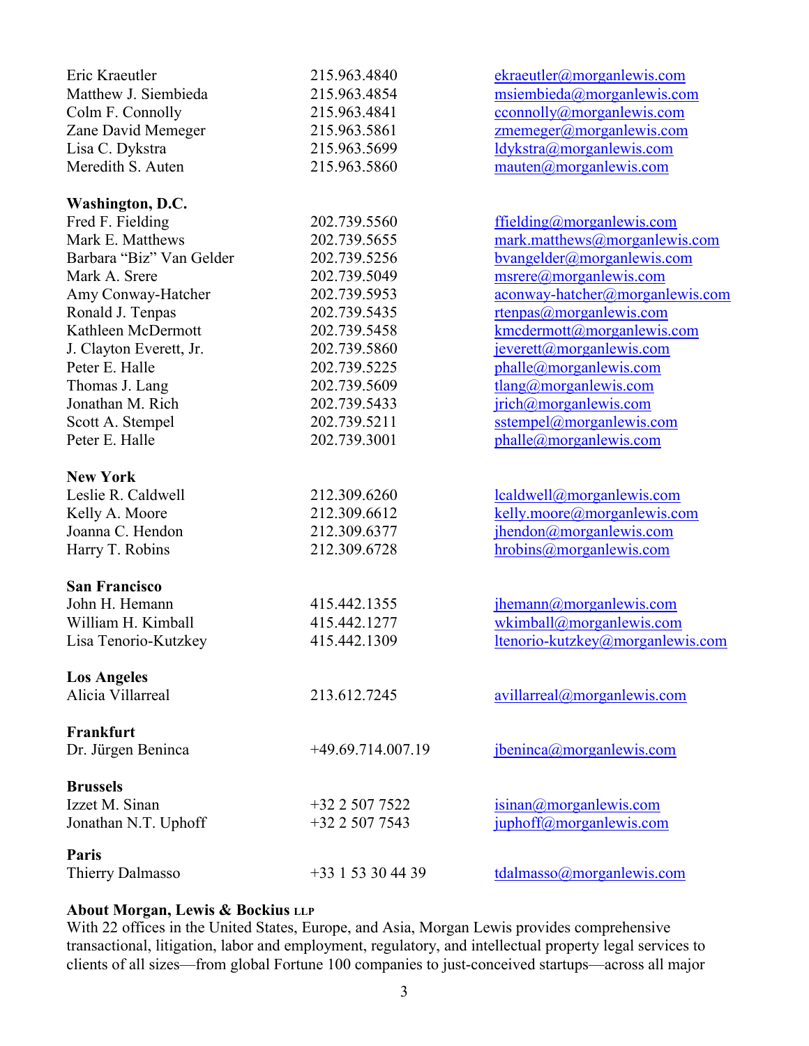| | | |
|---|---|---|
| Eric Kraeutler | 215.963.4840 | ekraeutler@morganlewis.com |
| Matthew J. Siembieda | 215.963.4854 | msiembieda@morganlewis.com |
| Colm F. Connolly | 215.963.4841 | cconnolly@morganlewis.com |
| Zane David Memeger | 215.963.5861 | zmemeger@morganlewis.com |
| Lisa C. Dykstra | 215.963.5699 | ldykstra@morganlewis.com |
| Meredith S. Auten | 215.963.5860 | mauten@morganlewis.com |

**Washington, D.C.**

| | | |
|---|---|---|
| Fred F. Fielding | 202.739.5560 | ffielding@morganlewis.com |
| Mark E. Matthews | 202.739.5655 | mark.matthews@morganlewis.com |
| Barbara "Biz" Van Gelder | 202.739.5256 | bvangelder@morganlewis.com |
| Mark A. Srere | 202.739.5049 | msrere@morganlewis.com |
| Amy Conway-Hatcher | 202.739.5953 | aconway-hatcher@morganlewis.com |
| Ronald J. Tenpas | 202.739.5435 | rtenpas@morganlewis.com |
| Kathleen McDermott | 202.739.5458 | kmcdermott@morganlewis.com |
| J. Clayton Everett, Jr. | 202.739.5860 | jeverett@morganlewis.com |
| Peter E. Halle | 202.739.5225 | phalle@morganlewis.com |
| Thomas J. Lang | 202.739.5609 | tlang@morganlewis.com |
| Jonathan M. Rich | 202.739.5433 | jrich@morganlewis.com |
| Scott A. Stempel | 202.739.5211 | sstempel@morganlewis.com |
| Peter E. Halle | 202.739.3001 | phalle@morganlewis.com |

**New York**

| | | |
|---|---|---|
| Leslie R. Caldwell | 212.309.6260 | lcaldwell@morganlewis.com |
| Kelly A. Moore | 212.309.6612 | kelly.moore@morganlewis.com |
| Joanna C. Hendon | 212.309.6377 | jhendon@morganlewis.com |
| Harry T. Robins | 212.309.6728 | hrobins@morganlewis.com |

**San Francisco**

| | | |
|---|---|---|
| John H. Hemann | 415.442.1355 | jhemann@morganlewis.com |
| William H. Kimball | 415.442.1277 | wkimball@morganlewis.com |
| Lisa Tenorio-Kutzkey | 415.442.1309 | ltenorio-kutzkey@morganlewis.com |

**Los Angeles**

| | | |
|---|---|---|
| Alicia Villarreal | 213.612.7245 | avillarreal@morganlewis.com |

**Frankfurt**

| | | |
|---|---|---|
| Dr. Jürgen Beninca | +49.69.714.007.19 | jbeninca@morganlewis.com |

**Brussels**

| | | |
|---|---|---|
| Izzet M. Sinan | +32 2 507 7522 | isinan@morganlewis.com |
| Jonathan N.T. Uphoff | +32 2 507 7543 | juphoff@morganlewis.com |

**Paris**

| | | |
|---|---|---|
| Thierry Dalmasso | +33 1 53 30 44 39 | tdalmasso@morganlewis.com |

**About Morgan, Lewis & Bockius LLP**

With 22 offices in the United States, Europe, and Asia, Morgan Lewis provides comprehensive transactional, litigation, labor and employment, regulatory, and intellectual property legal services to clients of all sizes—from global Fortune 100 companies to just-conceived startups—across all major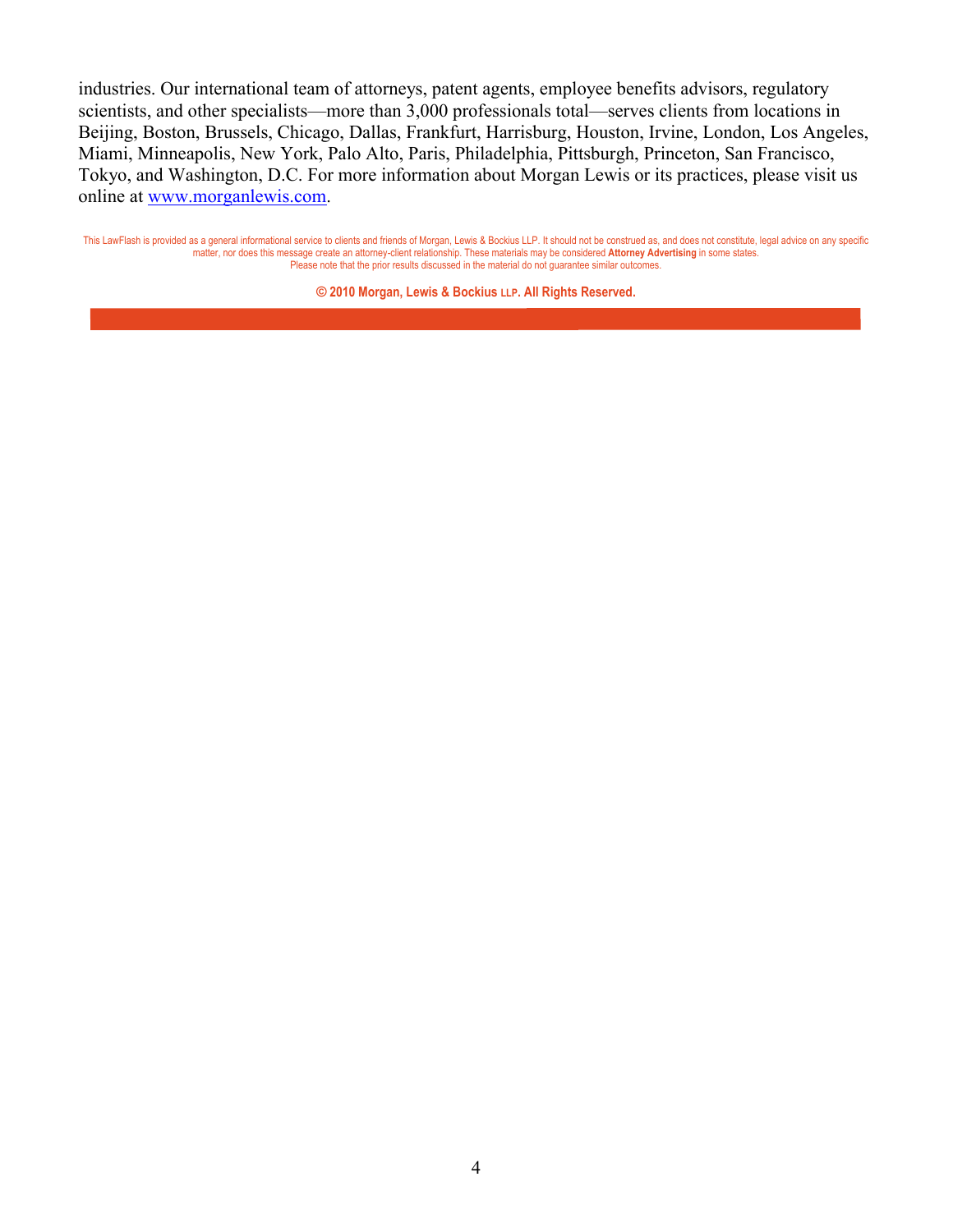industries. Our international team of attorneys, patent agents, employee benefits advisors, regulatory scientists, and other specialists—more than 3,000 professionals total—serves clients from locations in Beijing, Boston, Brussels, Chicago, Dallas, Frankfurt, Harrisburg, Houston, Irvine, London, Los Angeles, Miami, Minneapolis, New York, Palo Alto, Paris, Philadelphia, Pittsburgh, Princeton, San Francisco, Tokyo, and Washington, D.C. For more information about Morgan Lewis or its practices, please visit us online at [www.morganlewis.com](http://www.morganlewis.com).

This LawFlash is provided as a general informational service to clients and friends of Morgan, Lewis & Bockius LLP. It should not be construed as, and does not constitute, legal advice on any specific matter, nor does this message create an attorney-client relationship. These materials may be considered **Attorney Advertising** in some states. Please note that the prior results discussed in the material do not guarantee similar outcomes.

**© 2010 Morgan, Lewis & Bockius LLP. All Rights Reserved.**